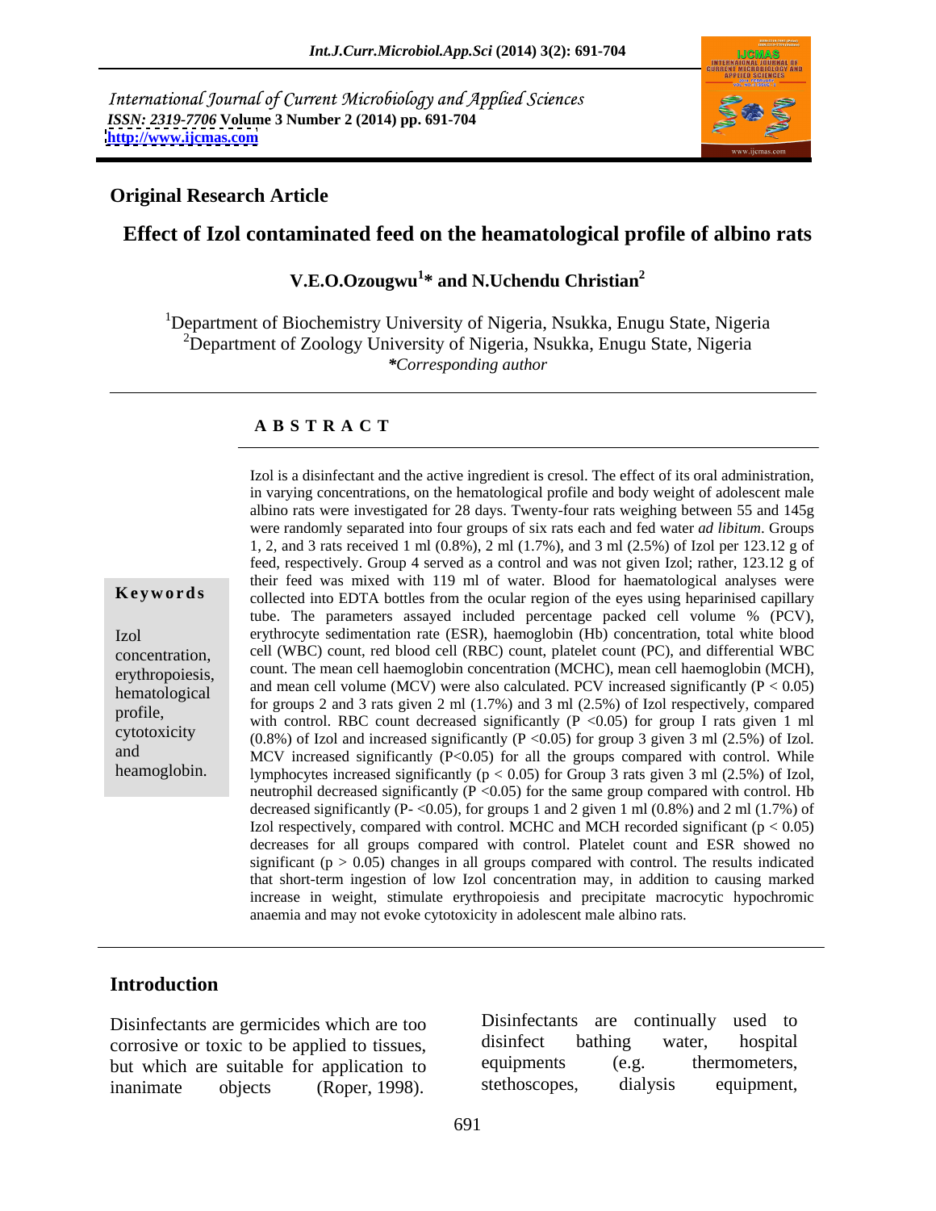International Journal of Current Microbiology and Applied Sciences
*ISSN: 2319-7706* **Volume 3 Number 2 (2014) pp. 691-704**
**http://www.ijcmas.com**

**Original Research Article**

# Effect of Izol contaminated feed on the heamatological profile of albino rats

**V.E.O.Ozougwu[1]* and N.Uchendu Christian[2]**

[1]Department of Biochemistry University of Nigeria, Nsukka, Enugu State, Nigeria
[2]Department of Zoology University of Nigeria, Nsukka, Enugu State, Nigeria
**\***Corresponding author

**A B S T R A C T**

**Keywords**

Izol concentration, erythropoiesis, hematological profile, cytotoxicity and heamoglobin.

Izol is a disinfectant and the active ingredient is cresol. The effect of its oral administration, in varying concentrations, on the hematological profile and body weight of adolescent male albino rats were investigated for 28 days. Twenty-four rats weighing between 55 and 145g were randomly separated into four groups of six rats each and fed water *ad libitum*. Groups 1, 2, and 3 rats received 1 ml (0.8%), 2 ml (1.7%), and 3 ml (2.5%) of Izol per 123.12 g of feed, respectively. Group 4 served as a control and was not given Izol; rather, 123.12 g of their feed was mixed with 119 ml of water. Blood for haematological analyses were collected into EDTA bottles from the ocular region of the eyes using heparinised capillary tube. The parameters assayed included percentage packed cell volume % (PCV), erythrocyte sedimentation rate (ESR), haemoglobin (Hb) concentration, total white blood cell (WBC) count, red blood cell (RBC) count, platelet count (PC), and differential WBC count. The mean cell haemoglobin concentration (MCHC), mean cell haemoglobin (MCH), and mean cell volume (MCV) were also calculated. PCV increased significantly ($P < 0.05$) for groups 2 and 3 rats given 2 ml (1.7%) and 3 ml (2.5%) of Izol respectively, compared with control. RBC count decreased significantly ($P < 0.05$) for group I rats given 1 ml (0.8%) of Izol and increased significantly ($P < 0.05$) for group 3 given 3 ml (2.5%) of Izol. MCV increased significantly ($P < 0.05$) for all the groups compared with control. While lymphocytes increased significantly ($p < 0.05$) for Group 3 rats given 3 ml (2.5%) of Izol, neutrophil decreased significantly ($P < 0.05$) for the same group compared with control. Hb decreased significantly (P- <0.05), for groups 1 and 2 given 1 ml (0.8%) and 2 ml (1.7%) of Izol respectively, compared with control. MCHC and MCH recorded significant ($p < 0.05$) decreases for all groups compared with control. Platelet count and ESR showed no significant ($p > 0.05$) changes in all groups compared with control. The results indicated that short-term ingestion of low Izol concentration may, in addition to causing marked increase in weight, stimulate erythropoiesis and precipitate macrocytic hypochromic anaemia and may not evoke cytotoxicity in adolescent male albino rats.

## Introduction

Disinfectants are germicides which are too corrosive or toxic to be applied to tissues, but which are suitable for application to inanimate objects (Roper, 1998).

Disinfectants are continually used to disinfect bathing water, hospital equipments (e.g. thermometers, stethoscopes, dialysis equipment,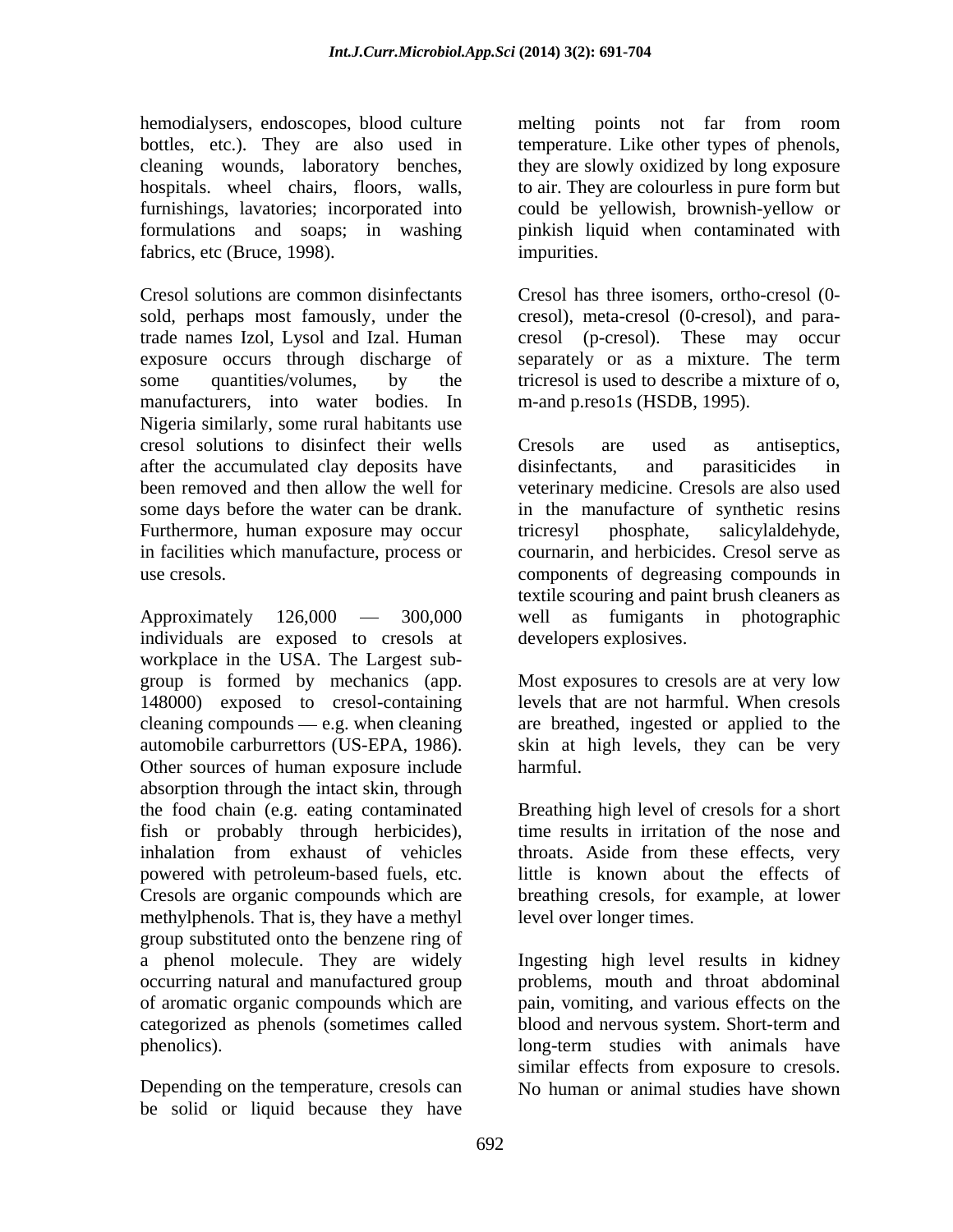hemodialysers, endoscopes, blood culture bottles, etc.). They are also used in cleaning wounds, laboratory benches, hospitals. wheel chairs, floors, walls, furnishings, lavatories; incorporated into formulations and soaps; in washing fabrics, etc (Bruce, 1998).

Cresol solutions are common disinfectants sold, perhaps most famously, under the trade names Izol, Lysol and Izal. Human exposure occurs through discharge of some quantities/volumes, by the manufacturers, into water bodies. In Nigeria similarly, some rural habitants use cresol solutions to disinfect their wells after the accumulated clay deposits have been removed and then allow the well for some days before the water can be drank. Furthermore, human exposure may occur in facilities which manufacture, process or use cresols.

Approximately 126,000 — 300,000 individuals are exposed to cresols at workplace in the USA. The Largest sub-group is formed by mechanics (app. 148000) exposed to cresol-containing cleaning compounds — e.g. when cleaning automobile carburrettors (US-EPA, 1986). Other sources of human exposure include absorption through the intact skin, through the food chain (e.g. eating contaminated fish or probably through herbicides), inhalation from exhaust of vehicles powered with petroleum-based fuels, etc. Cresols are organic compounds which are methylphenols. That is, they have a methyl group substituted onto the benzene ring of a phenol molecule. They are widely occurring natural and manufactured group of aromatic organic compounds which are categorized as phenols (sometimes called phenolics).

Depending on the temperature, cresols can be solid or liquid because they have melting points not far from room temperature. Like other types of phenols, they are slowly oxidized by long exposure to air. They are colourless in pure form but could be yellowish, brownish-yellow or pinkish liquid when contaminated with impurities.

Cresol has three isomers, ortho-cresol (0-cresol), meta-cresol (0-cresol), and para-cresol (p-cresol). These may occur separately or as a mixture. The term tricresol is used to describe a mixture of o, m-and p.reso1s (HSDB, 1995).

Cresols are used as antiseptics, disinfectants, and parasiticides in veterinary medicine. Cresols are also used in the manufacture of synthetic resins tricresyl phosphate, salicylaldehyde, cournarin, and herbicides. Cresol serve as components of degreasing compounds in textile scouring and paint brush cleaners as well as fumigants in photographic developers explosives.

Most exposures to cresols are at very low levels that are not harmful. When cresols are breathed, ingested or applied to the skin at high levels, they can be very harmful.

Breathing high level of cresols for a short time results in irritation of the nose and throats. Aside from these effects, very little is known about the effects of breathing cresols, for example, at lower level over longer times.

Ingesting high level results in kidney problems, mouth and throat abdominal pain, vomiting, and various effects on the blood and nervous system. Short-term and long-term studies with animals have similar effects from exposure to cresols. No human or animal studies have shown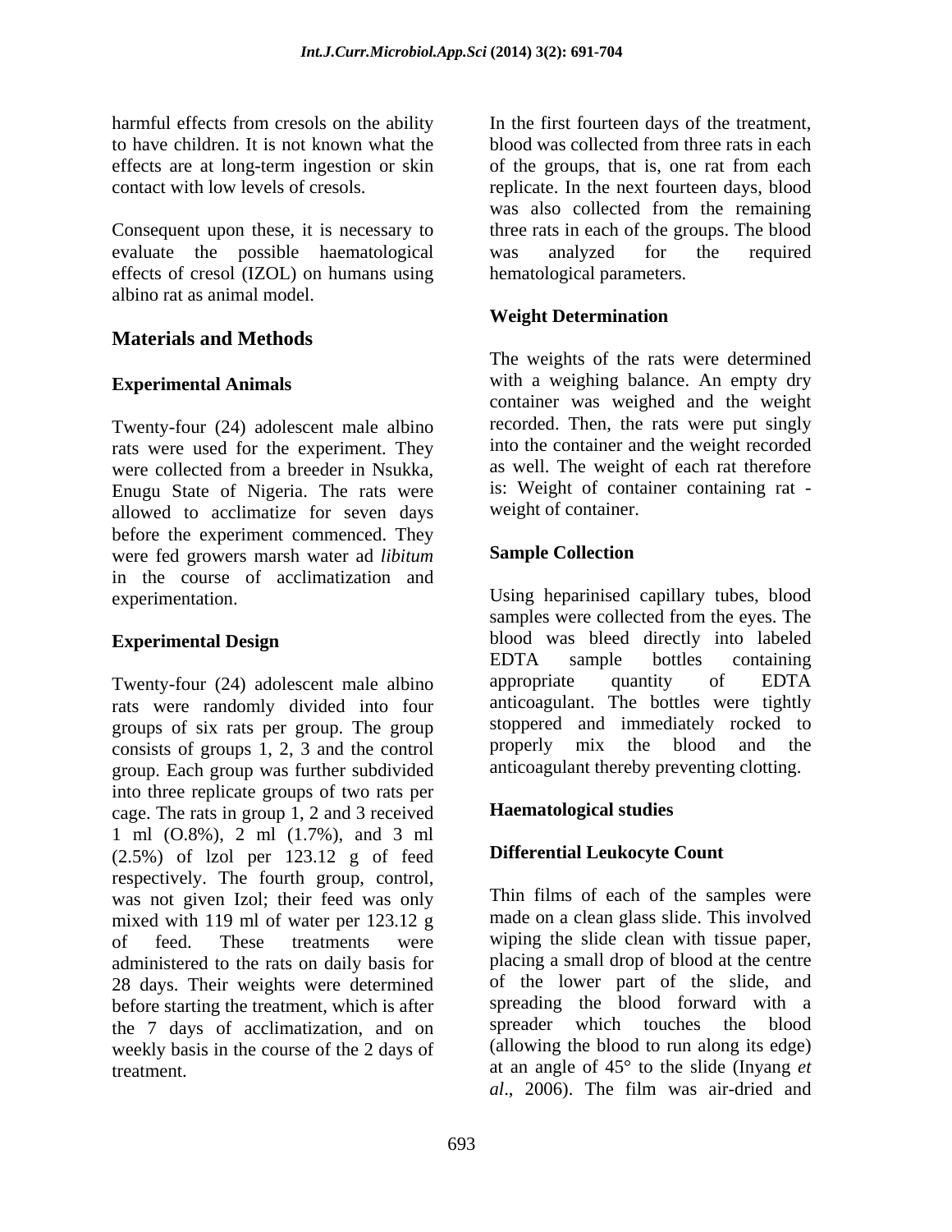harmful effects from cresols on the ability to have children. It is not known what the effects are at long-term ingestion or skin contact with low levels of cresols.

Consequent upon these, it is necessary to evaluate the possible haematological effects of cresol (IZOL) on humans using albino rat as animal model.

## Materials and Methods

### Experimental Animals

Twenty-four (24) adolescent male albino rats were used for the experiment. They were collected from a breeder in Nsukka, Enugu State of Nigeria. The rats were allowed to acclimatize for seven days before the experiment commenced. They were fed growers marsh water ad *libitum* in the course of acclimatization and experimentation.

### Experimental Design

Twenty-four (24) adolescent male albino rats were randomly divided into four groups of six rats per group. The group consists of groups 1, 2, 3 and the control group. Each group was further subdivided into three replicate groups of two rats per cage. The rats in group 1, 2 and 3 received 1 ml (O.8%), 2 ml (1.7%), and 3 ml (2.5%) of lzol per 123.12 g of feed respectively. The fourth group, control, was not given Izol; their feed was only mixed with 119 ml of water per 123.12 g of feed. These treatments were administered to the rats on daily basis for 28 days. Their weights were determined before starting the treatment, which is after the 7 days of acclimatization, and on weekly basis in the course of the 2 days of treatment.

In the first fourteen days of the treatment, blood was collected from three rats in each of the groups, that is, one rat from each replicate. In the next fourteen days, blood was also collected from the remaining three rats in each of the groups. The blood was analyzed for the required hematological parameters.

### Weight Determination

The weights of the rats were determined with a weighing balance. An empty dry container was weighed and the weight recorded. Then, the rats were put singly into the container and the weight recorded as well. The weight of each rat therefore is: Weight of container containing rat - weight of container.

### Sample Collection

Using heparinised capillary tubes, blood samples were collected from the eyes. The blood was bleed directly into labeled EDTA sample bottles containing appropriate quantity of EDTA anticoagulant. The bottles were tightly stoppered and immediately rocked to properly mix the blood and the anticoagulant thereby preventing clotting.

### Haematological studies

### Differential Leukocyte Count

Thin films of each of the samples were made on a clean glass slide. This involved wiping the slide clean with tissue paper, placing a small drop of blood at the centre of the lower part of the slide, and spreading the blood forward with a spreader which touches the blood (allowing the blood to run along its edge) at an angle of 45° to the slide (Inyang *et al*., 2006). The film was air-dried and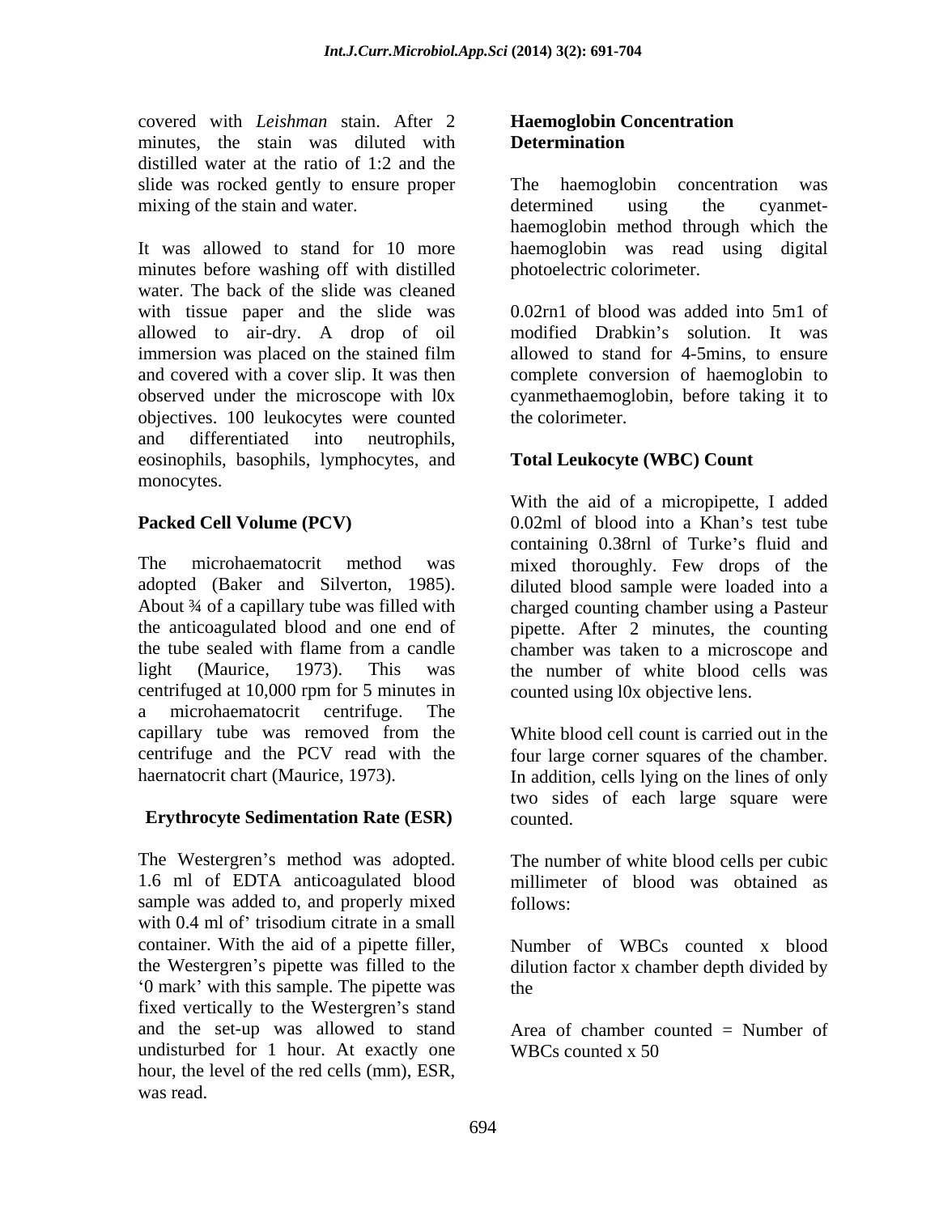covered with *Leishman* stain. After 2 minutes, the stain was diluted with distilled water at the ratio of 1:2 and the slide was rocked gently to ensure proper mixing of the stain and water.

It was allowed to stand for 10 more minutes before washing off with distilled water. The back of the slide was cleaned with tissue paper and the slide was allowed to air-dry. A drop of oil immersion was placed on the stained film and covered with a cover slip. It was then observed under the microscope with l0x objectives. 100 leukocytes were counted and differentiated into neutrophils, eosinophils, basophils, lymphocytes, and monocytes.

**Packed Cell Volume (PCV)**

The microhaematocrit method was adopted (Baker and Silverton, 1985). About ¾ of a capillary tube was filled with the anticoagulated blood and one end of the tube sealed with flame from a candle light (Maurice, 1973). This was centrifuged at 10,000 rpm for 5 minutes in a microhaematocrit centrifuge. The capillary tube was removed from the centrifuge and the PCV read with the haernatocrit chart (Maurice, 1973).

**Erythrocyte Sedimentation Rate (ESR)**

The Westergren's method was adopted. 1.6 ml of EDTA anticoagulated blood sample was added to, and properly mixed with 0.4 ml of' trisodium citrate in a small container. With the aid of a pipette filler, the Westergren's pipette was filled to the '0 mark' with this sample. The pipette was fixed vertically to the Westergren's stand and the set-up was allowed to stand undisturbed for 1 hour. At exactly one hour, the level of the red cells (mm), ESR, was read.

**Haemoglobin Concentration Determination**

The haemoglobin concentration was determined using the cyanmet-haemoglobin method through which the haemoglobin was read using digital photoelectric colorimeter.

0.02rn1 of blood was added into 5m1 of modified Drabkin's solution. It was allowed to stand for 4-5mins, to ensure complete conversion of haemoglobin to cyanmethaemoglobin, before taking it to the colorimeter.

**Total Leukocyte (WBC) Count**

With the aid of a micropipette, I added 0.02ml of blood into a Khan's test tube containing 0.38rnl of Turke's fluid and mixed thoroughly. Few drops of the diluted blood sample were loaded into a charged counting chamber using a Pasteur pipette. After 2 minutes, the counting chamber was taken to a microscope and the number of white blood cells was counted using l0x objective lens.

White blood cell count is carried out in the four large corner squares of the chamber. In addition, cells lying on the lines of only two sides of each large square were counted.

The number of white blood cells per cubic millimeter of blood was obtained as follows:

Number of WBCs counted x blood dilution factor x chamber depth divided by the

Area of chamber counted = Number of WBCs counted x 50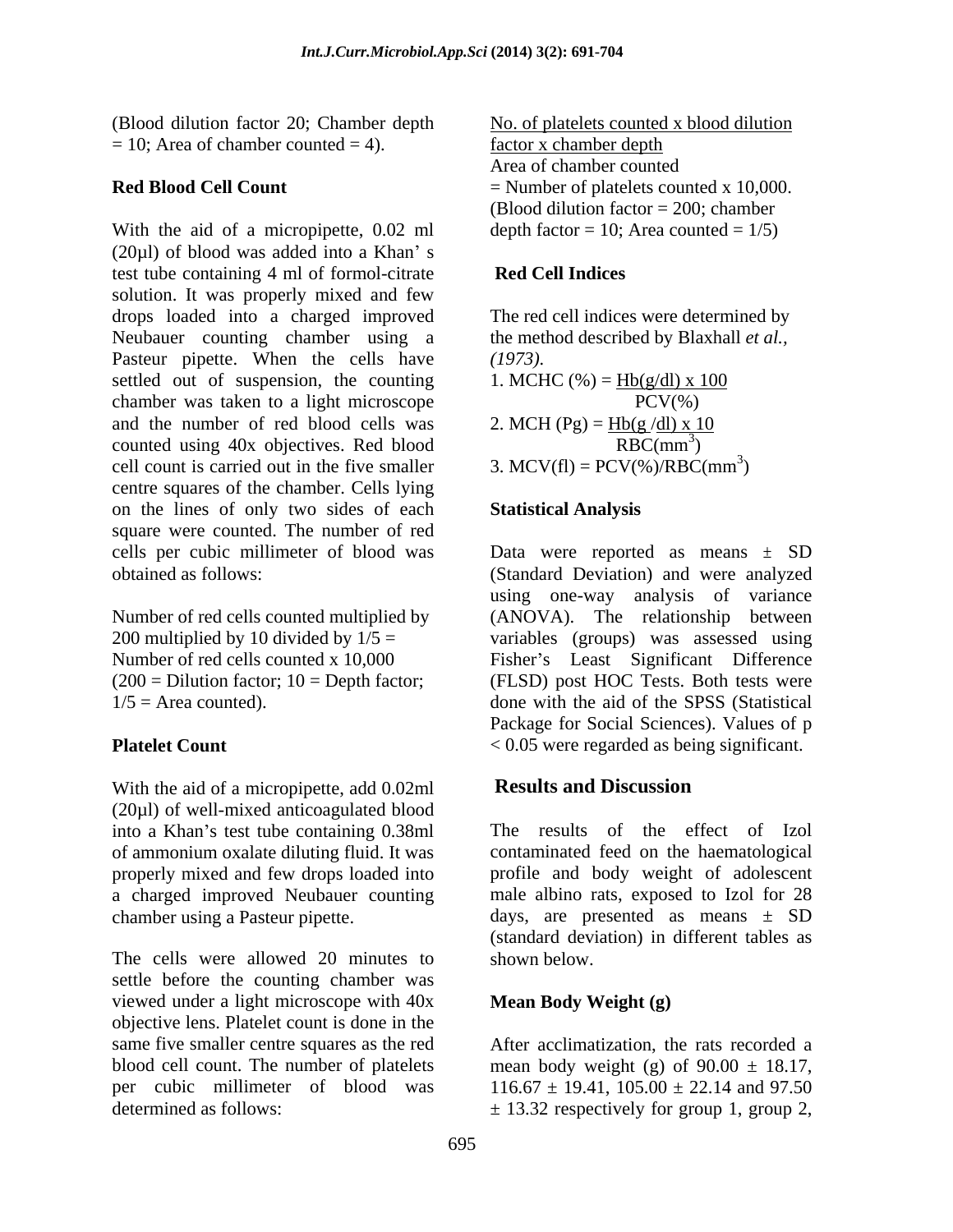(Blood dilution factor 20; Chamber depth = 10; Area of chamber counted = 4).

**Red Blood Cell Count**

With the aid of a micropipette, 0.02 ml (20µl) of blood was added into a Khan' s test tube containing 4 ml of formol-citrate solution. It was properly mixed and few drops loaded into a charged improved Neubauer counting chamber using a Pasteur pipette. When the cells have settled out of suspension, the counting chamber was taken to a light microscope and the number of red blood cells was counted using 40x objectives. Red blood cell count is carried out in the five smaller centre squares of the chamber. Cells lying on the lines of only two sides of each square were counted. The number of red cells per cubic millimeter of blood was obtained as follows:

Number of red cells counted multiplied by 200 multiplied by 10 divided by 1/5 = Number of red cells counted x 10,000 (200 = Dilution factor; 10 = Depth factor; 1/5 = Area counted).

**Platelet Count**

With the aid of a micropipette, add 0.02ml (20µl) of well-mixed anticoagulated blood into a Khan's test tube containing 0.38ml of ammonium oxalate diluting fluid. It was properly mixed and few drops loaded into a charged improved Neubauer counting chamber using a Pasteur pipette.

The cells were allowed 20 minutes to settle before the counting chamber was viewed under a light microscope with 40x objective lens. Platelet count is done in the same five smaller centre squares as the red blood cell count. The number of platelets per cubic millimeter of blood was determined as follows:

$$\frac{\text{No. of platelets counted x blood dilution factor x chamber depth}}{\text{Area of chamber counted}}$$

= Number of platelets counted x 10,000. (Blood dilution factor = 200; chamber depth factor = 10; Area counted = 1/5)

## Red Cell Indices

The red cell indices were determined by the method described by Blaxhall *et al., (1973).*

1. $\text{MCHC (\%)} = \frac{\text{Hb(g/dl) x 100}}{\text{PCV(\%)}}$
2. $\text{MCH (Pg)} = \frac{\text{Hb(g /dl) x 10}}{\text{RBC(mm}^3)}$
3. $\text{MCV(fl)} = \text{PCV(\%)/RBC(mm}^3)$

**Statistical Analysis**

Data were reported as means ± SD (Standard Deviation) and were analyzed using one-way analysis of variance (ANOVA). The relationship between variables (groups) was assessed using Fisher's Least Significant Difference (FLSD) post HOC Tests. Both tests were done with the aid of the SPSS (Statistical Package for Social Sciences). Values of p < 0.05 were regarded as being significant.

## Results and Discussion

The results of the effect of Izol contaminated feed on the haematological profile and body weight of adolescent male albino rats, exposed to Izol for 28 days, are presented as means ± SD (standard deviation) in different tables as shown below.

**Mean Body Weight (g)**

After acclimatization, the rats recorded a mean body weight (g) of 90.00 ± 18.17, 116.67 ± 19.41, 105.00 ± 22.14 and 97.50 ± 13.32 respectively for group 1, group 2,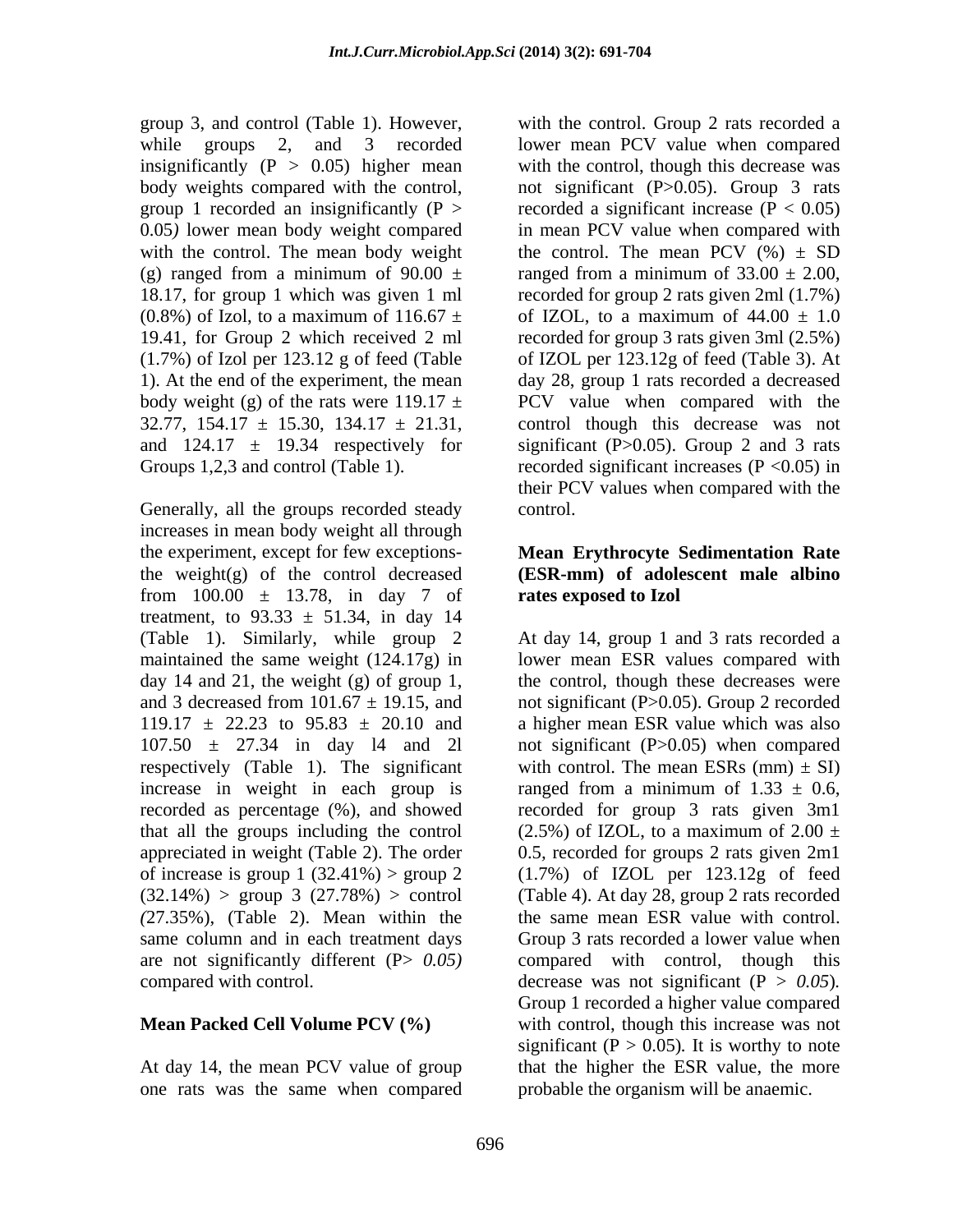group 3, and control (Table 1). However, while groups 2, and 3 recorded insignificantly ($P > 0.05$) higher mean body weights compared with the control, group 1 recorded an insignificantly ($P > 0.05$) lower mean body weight compared with the control. The mean body weight (g) ranged from a minimum of 90.00 ± 18.17, for group 1 which was given 1 ml (0.8%) of Izol, to a maximum of 116.67 ± 19.41, for Group 2 which received 2 ml (1.7%) of Izol per 123.12 g of feed (Table 1). At the end of the experiment, the mean body weight (g) of the rats were 119.17 ± 32.77, 154.17 ± 15.30, 134.17 ± 21.31, and 124.17 ± 19.34 respectively for Groups 1,2,3 and control (Table 1).

Generally, all the groups recorded steady increases in mean body weight all through the experiment, except for few exceptions- the weight(g) of the control decreased from 100.00 ± 13.78, in day 7 of treatment, to 93.33 ± 51.34, in day 14 (Table 1). Similarly, while group 2 maintained the same weight (124.17g) in day 14 and 21, the weight (g) of group 1, and 3 decreased from 101.67 ± 19.15, and 119.17 ± 22.23 to 95.83 ± 20.10 and 107.50 ± 27.34 in day l4 and 2l respectively (Table 1). The significant increase in weight in each group is recorded as percentage (%), and showed that all the groups including the control appreciated in weight (Table 2). The order of increase is group 1 (32.41%) > group 2 (32.14%) > group 3 (27.78%) > control *(*27.35%), (Table 2). Mean within the same column and in each treatment days are not significantly different (P> *0.05)* compared with control.

**Mean Packed Cell Volume PCV (%)**

At day 14, the mean PCV value of group one rats was the same when compared with the control. Group 2 rats recorded a lower mean PCV value when compared with the control, though this decrease was not significant (P>0.05). Group 3 rats recorded a significant increase ($P < 0.05$) in mean PCV value when compared with the control. The mean PCV (%) ± SD ranged from a minimum of 33.00 ± 2.00, recorded for group 2 rats given 2ml (1.7%) of IZOL, to a maximum of 44.00 ± 1.0 recorded for group 3 rats given 3ml (2.5%) of IZOL per 123.12g of feed (Table 3). At day 28, group 1 rats recorded a decreased PCV value when compared with the control though this decrease was not significant (P>0.05). Group 2 and 3 rats recorded significant increases (P <0.05) in their PCV values when compared with the control.

**Mean Erythrocyte Sedimentation Rate (ESR-mm) of adolescent male albino rates exposed to Izol**

At day 14, group 1 and 3 rats recorded a lower mean ESR values compared with the control, though these decreases were not significant (P>0.05). Group 2 recorded a higher mean ESR value which was also not significant (P>0.05) when compared with control. The mean ESRs (mm) ± SI) ranged from a minimum of 1.33 ± 0.6, recorded for group 3 rats given 3m1 (2.5%) of IZOL, to a maximum of 2.00 ± 0.5, recorded for groups 2 rats given 2m1 (1.7%) of IZOL per 123.12g of feed (Table 4). At day 28, group 2 rats recorded the same mean ESR value with control. Group 3 rats recorded a lower value when compared with control, though this decrease was not significant (P > *0.05*)*.* Group 1 recorded a higher value compared with control, though this increase was not significant (P > 0.05)*.* It is worthy to note that the higher the ESR value, the more probable the organism will be anaemic.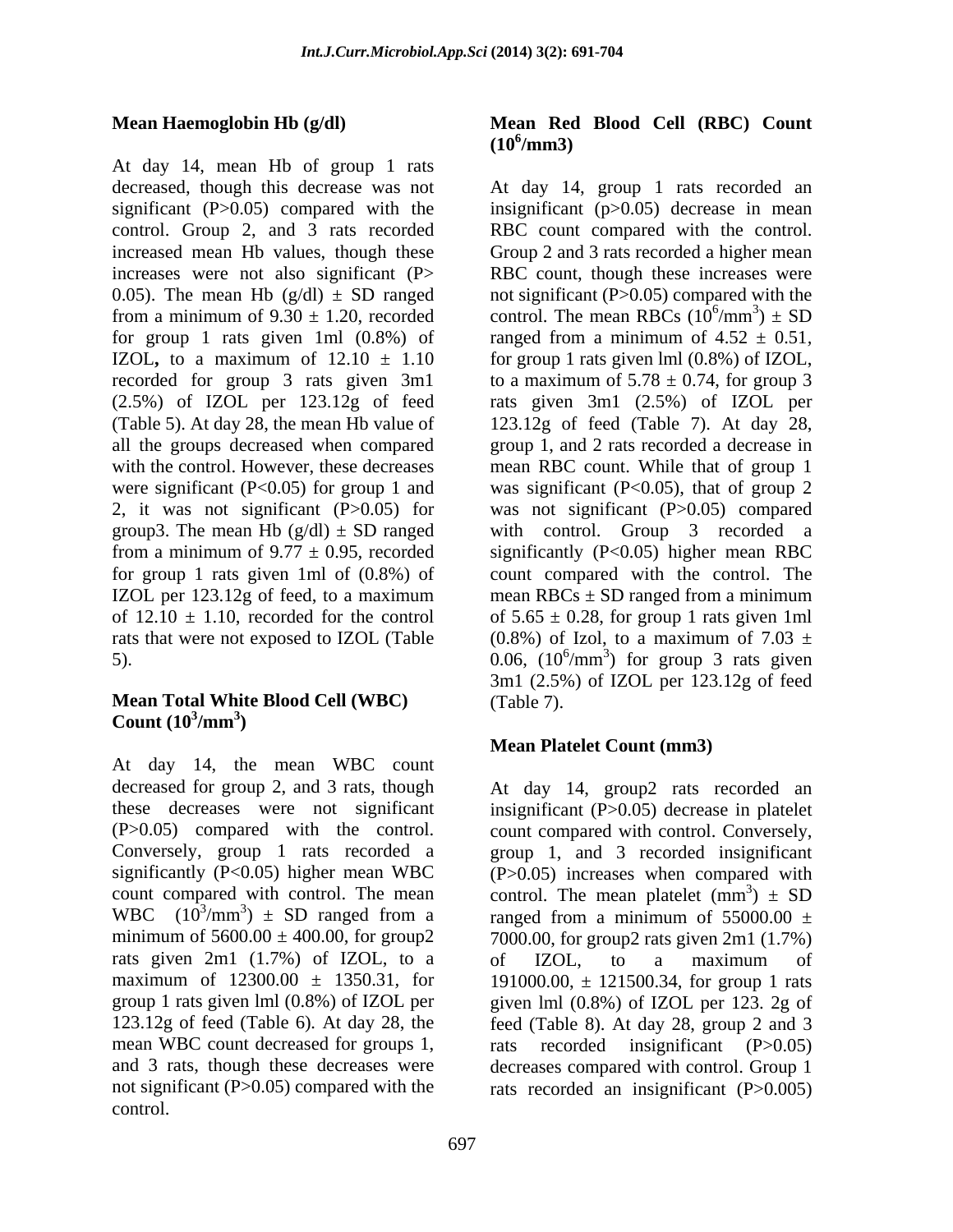### Mean Haemoglobin Hb (g/dl)

At day 14, mean Hb of group 1 rats decreased, though this decrease was not significant (P>0.05) compared with the control. Group 2, and 3 rats recorded increased mean Hb values, though these increases were not also significant (P> 0.05). The mean Hb (g/dl) ± SD ranged from a minimum of 9.30 ± 1.20, recorded for group 1 rats given 1ml (0.8%) of IZOL**,** to a maximum of 12.10 ± 1.10 recorded for group 3 rats given 3m1 (2.5%) of IZOL per 123.12g of feed (Table 5). At day 28, the mean Hb value of all the groups decreased when compared with the control. However, these decreases were significant (P<0.05) for group 1 and 2, it was not significant (P>0.05) for group3. The mean Hb (g/dl) ± SD ranged from a minimum of 9.77 ± 0.95, recorded for group 1 rats given 1ml of (0.8%) of IZOL per 123.12g of feed, to a maximum of 12.10 ± 1.10, recorded for the control rats that were not exposed to IZOL (Table 5).

### Mean Total White Blood Cell (WBC) Count ($10^3$/mm$^3$)

At day 14, the mean WBC count decreased for group 2, and 3 rats, though these decreases were not significant (P>0.05) compared with the control. Conversely, group 1 rats recorded a significantly (P<0.05) higher mean WBC count compared with control. The mean WBC ($10^3$/mm$^3$) ± SD ranged from a minimum of 5600.00 ± 400.00, for group2 rats given 2m1 (1.7%) of IZOL, to a maximum of 12300.00 ± 1350.31, for group 1 rats given lml (0.8%) of IZOL per 123.12g of feed (Table 6). At day 28, the mean WBC count decreased for groups 1, and 3 rats, though these decreases were not significant (P>0.05) compared with the control.

### Mean Red Blood Cell (RBC) Count ($10^6$/mm3)

At day 14, group 1 rats recorded an insignificant (p>0.05) decrease in mean RBC count compared with the control. Group 2 and 3 rats recorded a higher mean RBC count, though these increases were not significant (P>0.05) compared with the control. The mean RBCs ($10^6$/mm$^3$) ± SD ranged from a minimum of 4.52 ± 0.51, for group 1 rats given lml (0.8%) of IZOL, to a maximum of 5.78 ± 0.74, for group 3 rats given 3m1 (2.5%) of IZOL per 123.12g of feed (Table 7). At day 28, group 1, and 2 rats recorded a decrease in mean RBC count. While that of group 1 was significant (P<0.05), that of group 2 was not significant (P>0.05) compared with control. Group 3 recorded a significantly (P<0.05) higher mean RBC count compared with the control. The mean RBCs ± SD ranged from a minimum of 5.65 ± 0.28, for group 1 rats given 1ml (0.8%) of Izol, to a maximum of 7.03 ± 0.06, ($10^6$/mm$^3$) for group 3 rats given 3m1 (2.5%) of IZOL per 123.12g of feed (Table 7).

### Mean Platelet Count (mm3)

At day 14, group2 rats recorded an insignificant (P>0.05) decrease in platelet count compared with control. Conversely, group 1, and 3 recorded insignificant (P>0.05) increases when compared with control. The mean platelet (mm$^3$) ± SD ranged from a minimum of 55000.00 ± 7000.00, for group2 rats given 2m1 (1.7%) of IZOL, to a maximum of 191000.00, ± 121500.34, for group 1 rats given lml (0.8%) of IZOL per 123. 2g of feed (Table 8). At day 28, group 2 and 3 rats recorded insignificant (P>0.05) decreases compared with control. Group 1 rats recorded an insignificant (P>0.005)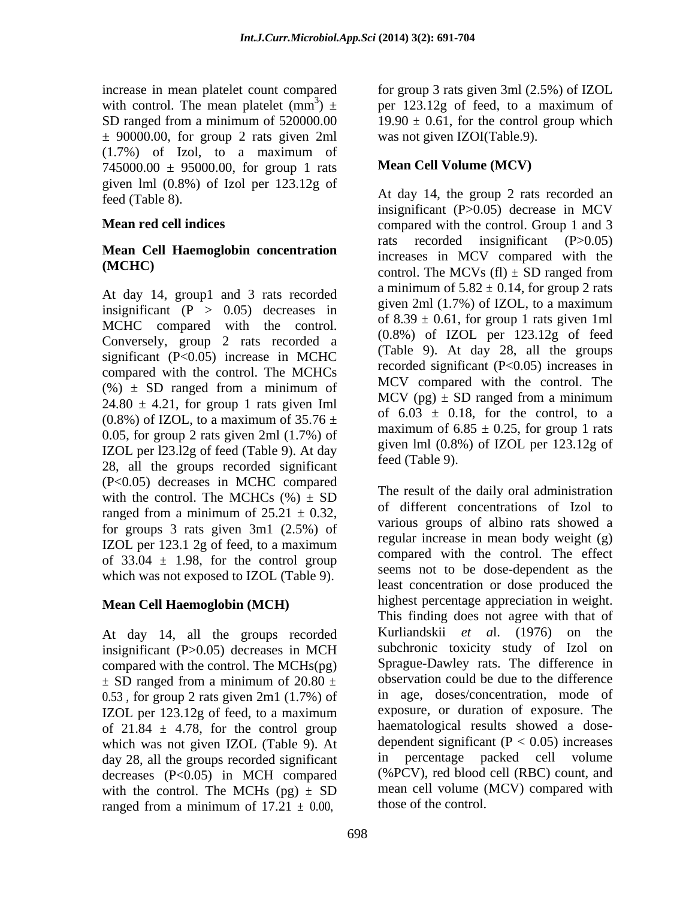increase in mean platelet count compared with control. The mean platelet ($mm^3$) $\pm$ SD ranged from a minimum of 520000.00 $\pm$ 90000.00, for group 2 rats given 2ml (1.7%) of Izol, to a maximum of 745000.00 $\pm$ 95000.00, for group 1 rats given lml (0.8%) of Izol per 123.12g of feed (Table 8).

**Mean red cell indices**

**Mean Cell Haemoglobin concentration (MCHC)**

At day 14, group1 and 3 rats recorded insignificant ($P > 0.05$) decreases in MCHC compared with the control. Conversely, group 2 rats recorded a significant ($P<0.05$) increase in MCHC compared with the control. The MCHCs (%) $\pm$ SD ranged from a minimum of 24.80 $\pm$ 4.21, for group 1 rats given Iml (0.8%) of IZOL, to a maximum of 35.76 $\pm$ 0.05, for group 2 rats given 2ml (1.7%) of IZOL per l23.l2g of feed (Table 9). At day 28, all the groups recorded significant ($P<0.05$) decreases in MCHC compared with the control. The MCHCs (%) $\pm$ SD ranged from a minimum of 25.21 $\pm$ 0.32, for groups 3 rats given 3m1 (2.5%) of IZOL per 123.1 2g of feed, to a maximum of 33.04 $\pm$ 1.98, for the control group which was not exposed to IZOL (Table 9).

**Mean Cell Haemoglobin (MCH)**

At day 14, all the groups recorded insignificant ($P>0.05$) decreases in MCH compared with the control. The MCHs(pg) $\pm$ SD ranged from a minimum of 20.80 $\pm$ 0.53 , for group 2 rats given 2m1 (1.7%) of IZOL per 123.12g of feed, to a maximum of 21.84 $\pm$ 4.78, for the control group which was not given IZOL (Table 9). At day 28, all the groups recorded significant decreases ($P<0.05$) in MCH compared with the control. The MCHs (pg) $\pm$ SD ranged from a minimum of 17.21 $\pm$ 0.00, for group 3 rats given 3ml (2.5%) of IZOL per 123.12g of feed, to a maximum of 19.90 $\pm$ 0.61, for the control group which was not given IZOI(Table.9).

**Mean Cell Volume (MCV)**

At day 14, the group 2 rats recorded an insignificant ($P>0.05$) decrease in MCV compared with the control. Group 1 and 3 rats recorded insignificant ($P>0.05$) increases in MCV compared with the control. The MCVs (fl) $\pm$ SD ranged from a minimum of 5.82 $\pm$ 0.14, for group 2 rats given 2ml (1.7%) of IZOL, to a maximum of 8.39 $\pm$ 0.61, for group 1 rats given 1ml (0.8%) of IZOL per 123.12g of feed (Table 9). At day 28, all the groups recorded significant ($P<0.05$) increases in MCV compared with the control. The MCV (pg) $\pm$ SD ranged from a minimum of 6.03 $\pm$ 0.18, for the control, to a maximum of 6.85 $\pm$ 0.25, for group 1 rats given lml (0.8%) of IZOL per 123.12g of feed (Table 9).

The result of the daily oral administration of different concentrations of Izol to various groups of albino rats showed a regular increase in mean body weight (g) compared with the control. The effect seems not to be dose-dependent as the least concentration or dose produced the highest percentage appreciation in weight. This finding does not agree with that of Kurliandskii *et al.* (1976) on the subchronic toxicity study of Izol on Sprague-Dawley rats. The difference in observation could be due to the difference in age, doses/concentration, mode of exposure, or duration of exposure. The haematological results showed a dose-dependent significant ($P < 0.05$) increases in percentage packed cell volume (%PCV), red blood cell (RBC) count, and mean cell volume (MCV) compared with those of the control.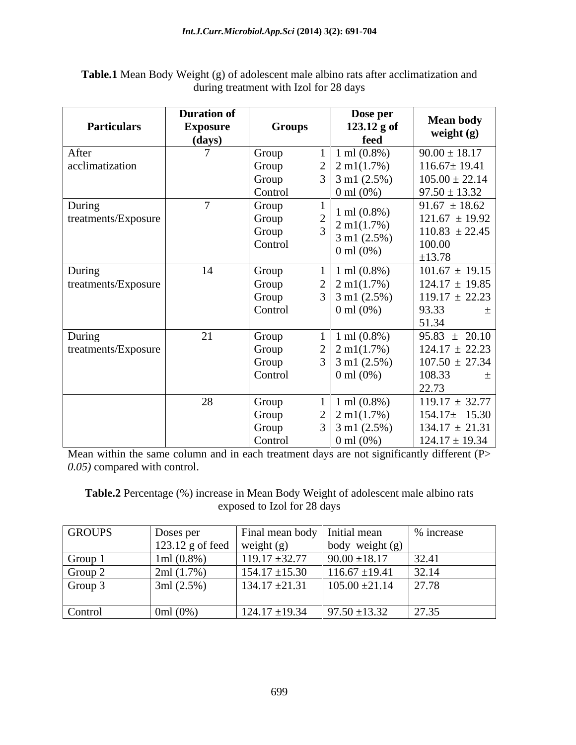**Table.1** Mean Body Weight (g) of adolescent male albino rats after acclimatization and during treatment with Izol for 28 days

| Particulars | Duration of Exposure (days) | Groups | Dose per 123.12 g of feed | Mean body weight (g) |
|---|---|---|---|---|
| After acclimatization | 7 | Group 1 | 1 ml (0.8%) | 90.00 ± 18.17 |
| | | Group 2 | 2 m1(1.7%) | 116.67± 19.41 |
| | | Group 3 | 3 m1 (2.5%) | 105.00 ± 22.14 |
| | | Control | 0 ml (0%) | 97.50 ± 13.32 |
| During treatments/Exposure | 7 | Group 1 | 1 ml (0.8%) | 91.67 ± 18.62 |
| | | Group 2 | 2 m1(1.7%) | 121.67 ± 19.92 |
| | | Group 3 | 3 m1 (2.5%) | 110.83 ± 22.45 |
| | | Control | 0 ml (0%) | 100.00 ±13.78 |
| During treatments/Exposure | 14 | Group 1 | 1 ml (0.8%) | 101.67 ± 19.15 |
| | | Group 2 | 2 m1(1.7%) | 124.17 ± 19.85 |
| | | Group 3 | 3 m1 (2.5%) | 119.17 ± 22.23 |
| | | Control | 0 ml (0%) | 93.33 ± 51.34 |
| During treatments/Exposure | 21 | Group 1 | 1 ml (0.8%) | 95.83 ± 20.10 |
| | | Group 2 | 2 m1(1.7%) | 124.17 ± 22.23 |
| | | Group 3 | 3 m1 (2.5%) | 107.50 ± 27.34 |
| | | Control | 0 ml (0%) | 108.33 ± 22.73 |
| | 28 | Group 1 | 1 ml (0.8%) | 119.17 ± 32.77 |
| | | Group 2 | 2 m1(1.7%) | 154.17± 15.30 |
| | | Group 3 | 3 m1 (2.5%) | 134.17 ± 21.31 |
| | | Control | 0 ml (0%) | 124.17 ± 19.34 |

Mean within the same column and in each treatment days are not significantly different (P> *0.05)* compared with control.

**Table.2** Percentage (%) increase in Mean Body Weight of adolescent male albino rats exposed to Izol for 28 days

| GROUPS | Doses per 123.12 g of feed | Final mean body weight (g) | Initial mean body weight (g) | % increase |
|---|---|---|---|---|
| Group 1 | 1ml (0.8%) | 119.17 ±32.77 | 90.00 ±18.17 | 32.41 |
| Group 2 | 2ml (1.7%) | 154.17 ±15.30 | 116.67 ±19.41 | 32.14 |
| Group 3 | 3ml (2.5%) | 134.17 ±21.31 | 105.00 ±21.14 | 27.78 |
| Control | 0ml (0%) | 124.17 ±19.34 | 97.50 ±13.32 | 27.35 |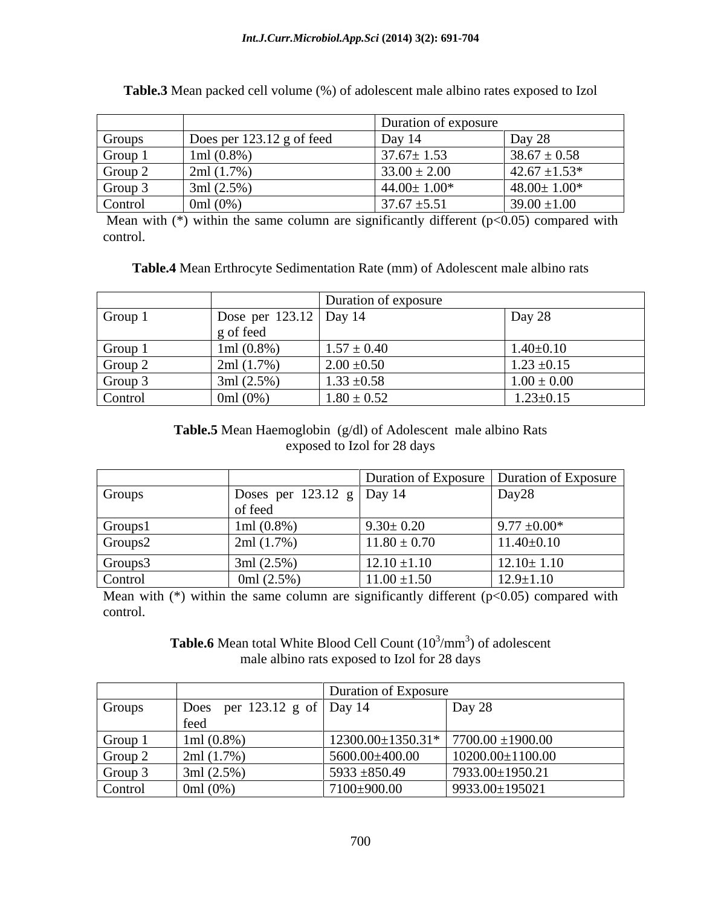**Table.3** Mean packed cell volume (%) of adolescent male albino rates exposed to Izol

| | | Duration of exposure | |
|---|---|---|---|
| Groups | Does per 123.12 g of feed | Day 14 | Day 28 |
| Group 1 | 1ml (0.8%) | 37.67± 1.53 | 38.67 ± 0.58 |
| Group 2 | 2ml (1.7%) | 33.00 ± 2.00 | 42.67 ±1.53* |
| Group 3 | 3ml (2.5%) | 44.00± 1.00* | 48.00± 1.00* |
| Control | 0ml (0%) | 37.67 ±5.51 | 39.00 ±1.00 |

Mean with (*) within the same column are significantly different ($p<0.05$) compared with control.

**Table.4** Mean Erthrocyte Sedimentation Rate (mm) of Adolescent male albino rats

| | | Duration of exposure | |
|---|---|---|---|
| Group 1 | Dose per 123.12 g of feed | Day 14 | Day 28 |
| Group 1 | 1ml (0.8%) | 1.57 ± 0.40 | 1.40±0.10 |
| Group 2 | 2ml (1.7%) | 2.00 ±0.50 | 1.23 ±0.15 |
| Group 3 | 3ml (2.5%) | 1.33 ±0.58 | 1.00 ± 0.00 |
| Control | 0ml (0%) | 1.80 ± 0.52 | 1.23±0.15 |

**Table.5** Mean Haemoglobin (g/dl) of Adolescent male albino Rats exposed to Izol for 28 days

| | | Duration of Exposure | Duration of Exposure |
|---|---|---|---|
| Groups | Doses per 123.12 g of feed | Day 14 | Day28 |
| Groups1 | 1ml (0.8%) | 9.30± 0.20 | 9.77 ±0.00* |
| Groups2 | 2ml (1.7%) | 11.80 ± 0.70 | 11.40±0.10 |
| Groups3 | 3ml (2.5%) | 12.10 ±1.10 | 12.10± 1.10 |
| Control | 0ml (2.5%) | 11.00 ±1.50 | 12.9±1.10 |

Mean with (*) within the same column are significantly different ($p<0.05$) compared with control.

**Table.6** Mean total White Blood Cell Count ($10^3$/mm$^3$) of adolescent male albino rats exposed to Izol for 28 days

| | | Duration of Exposure | |
|---|---|---|---|
| Groups | Does per 123.12 g of feed | Day 14 | Day 28 |
| Group 1 | 1ml (0.8%) | 12300.00±1350.31* | 7700.00 ±1900.00 |
| Group 2 | 2ml (1.7%) | 5600.00±400.00 | 10200.00±1100.00 |
| Group 3 | 3ml (2.5%) | 5933 ±850.49 | 7933.00±1950.21 |
| Control | 0ml (0%) | 7100±900.00 | 9933.00±195021 |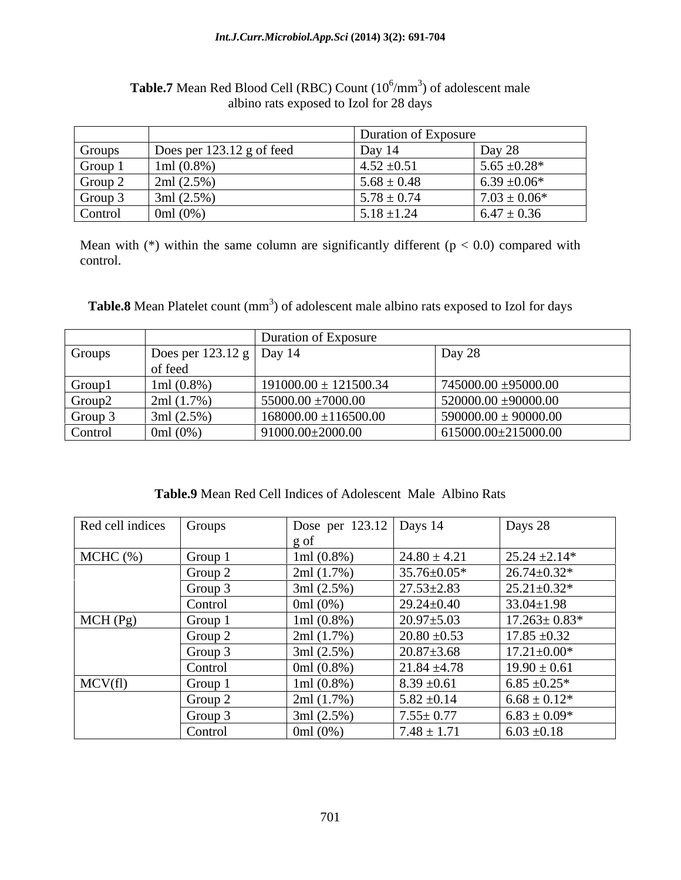**Table.7** Mean Red Blood Cell (RBC) Count ($10^6/mm^3$) of adolescent male albino rats exposed to Izol for 28 days

| | | Duration of Exposure | |
|---|---|---|---|
| Groups | Does per 123.12 g of feed | Day 14 | Day 28 |
| Group 1 | 1ml (0.8%) | 4.52 ±0.51 | 5.65 ±0.28* |
| Group 2 | 2ml (2.5%) | 5.68 ± 0.48 | 6.39 ±0.06* |
| Group 3 | 3ml (2.5%) | 5.78 ± 0.74 | 7.03 ± 0.06* |
| Control | 0ml (0%) | 5.18 ±1.24 | 6.47 ± 0.36 |

Mean with (*) within the same column are significantly different ($p < 0.0$) compared with control.

**Table.8** Mean Platelet count ($mm^3$) of adolescent male albino rats exposed to Izol for days

| | | Duration of Exposure | |
|---|---|---|---|
| Groups | Does per 123.12 g of feed | Day 14 | Day 28 |
| Group1 | 1ml (0.8%) | 191000.00 ± 121500.34 | 745000.00 ±95000.00 |
| Group2 | 2ml (1.7%) | 55000.00 ±7000.00 | 520000.00 ±90000.00 |
| Group 3 | 3ml (2.5%) | 168000.00 ±116500.00 | 590000.00 ± 90000.00 |
| Control | 0ml (0%) | 91000.00±2000.00 | 615000.00±215000.00 |

**Table.9** Mean Red Cell Indices of Adolescent Male Albino Rats

| Red cell indices | Groups | Dose per 123.12 g of | Days 14 | Days 28 |
|---|---|---|---|---|
| MCHC (%) | Group 1 | 1ml (0.8%) | 24.80 ± 4.21 | 25.24 ±2.14* |
| | Group 2 | 2ml (1.7%) | 35.76±0.05* | 26.74±0.32* |
| | Group 3 | 3ml (2.5%) | 27.53±2.83 | 25.21±0.32* |
| | Control | 0ml (0%) | 29.24±0.40 | 33.04±1.98 |
| MCH (Pg) | Group 1 | 1ml (0.8%) | 20.97±5.03 | 17.263± 0.83* |
| | Group 2 | 2ml (1.7%) | 20.80 ±0.53 | 17.85 ±0.32 |
| | Group 3 | 3ml (2.5%) | 20.87±3.68 | 17.21±0.00* |
| | Control | 0ml (0.8%) | 21.84 ±4.78 | 19.90 ± 0.61 |
| MCV(fl) | Group 1 | 1ml (0.8%) | 8.39 ±0.61 | 6.85 ±0.25* |
| | Group 2 | 2ml (1.7%) | 5.82 ±0.14 | 6.68 ± 0.12* |
| | Group 3 | 3ml (2.5%) | 7.55± 0.77 | 6.83 ± 0.09* |
| | Control | 0ml (0%) | 7.48 ± 1.71 | 6.03 ±0.18 |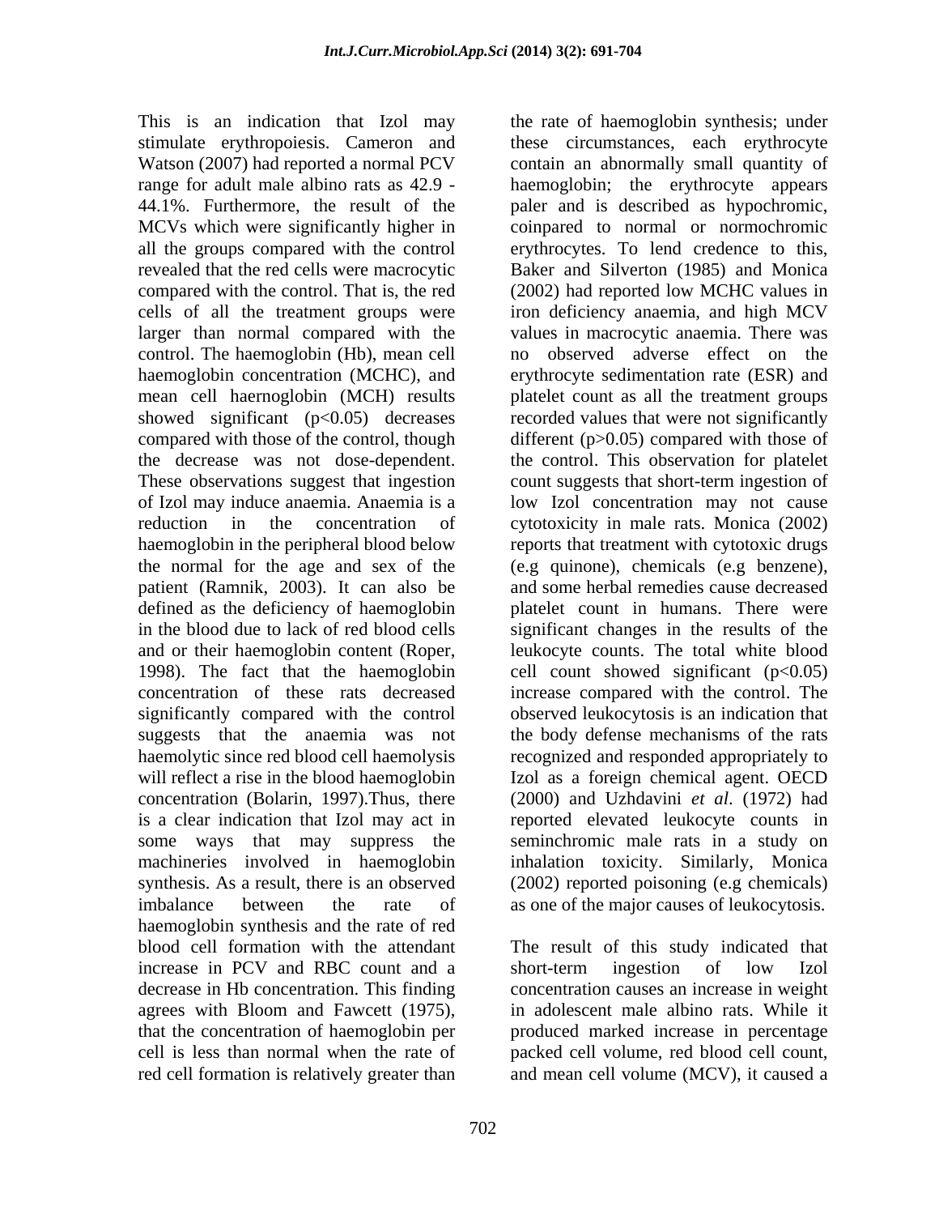This is an indication that Izol may stimulate erythropoiesis. Cameron and Watson (2007) had reported a normal PCV range for adult male albino rats as 42.9 - 44.1%. Furthermore, the result of the MCVs which were significantly higher in all the groups compared with the control revealed that the red cells were macrocytic compared with the control. That is, the red cells of all the treatment groups were larger than normal compared with the control. The haemoglobin (Hb), mean cell haemoglobin concentration (MCHC), and mean cell haernoglobin (MCH) results showed significant ($p<0.05$) decreases compared with those of the control, though the decrease was not dose-dependent. These observations suggest that ingestion of Izol may induce anaemia. Anaemia is a reduction in the concentration of haemoglobin in the peripheral blood below the normal for the age and sex of the patient (Ramnik, 2003). It can also be defined as the deficiency of haemoglobin in the blood due to lack of red blood cells and or their haemoglobin content (Roper, 1998). The fact that the haemoglobin concentration of these rats decreased significantly compared with the control suggests that the anaemia was not haemolytic since red blood cell haemolysis will reflect a rise in the blood haemoglobin concentration (Bolarin, 1997).Thus, there is a clear indication that Izol may act in some ways that may suppress the machineries involved in haemoglobin synthesis. As a result, there is an observed imbalance between the rate of haemoglobin synthesis and the rate of red blood cell formation with the attendant increase in PCV and RBC count and a decrease in Hb concentration. This finding agrees with Bloom and Fawcett (1975), that the concentration of haemoglobin per cell is less than normal when the rate of red cell formation is relatively greater than the rate of haemoglobin synthesis; under these circumstances, each erythrocyte contain an abnormally small quantity of haemoglobin; the erythrocyte appears paler and is described as hypochromic, coinpared to normal or normochromic erythrocytes. To lend credence to this, Baker and Silverton (1985) and Monica (2002) had reported low MCHC values in iron deficiency anaemia, and high MCV values in macrocytic anaemia. There was no observed adverse effect on the erythrocyte sedimentation rate (ESR) and platelet count as all the treatment groups recorded values that were not significantly different ($p>0.05$) compared with those of the control. This observation for platelet count suggests that short-term ingestion of low Izol concentration may not cause cytotoxicity in male rats. Monica (2002) reports that treatment with cytotoxic drugs (e.g quinone), chemicals (e.g benzene), and some herbal remedies cause decreased platelet count in humans. There were significant changes in the results of the leukocyte counts. The total white blood cell count showed significant ($p<0.05$) increase compared with the control. The observed leukocytosis is an indication that the body defense mechanisms of the rats recognized and responded appropriately to Izol as a foreign chemical agent. OECD (2000) and Uzhdavini *et al*. (1972) had reported elevated leukocyte counts in seminchromic male rats in a study on inhalation toxicity. Similarly, Monica (2002) reported poisoning (e.g chemicals) as one of the major causes of leukocytosis.

The result of this study indicated that short-term ingestion of low Izol concentration causes an increase in weight in adolescent male albino rats. While it produced marked increase in percentage packed cell volume, red blood cell count, and mean cell volume (MCV), it caused a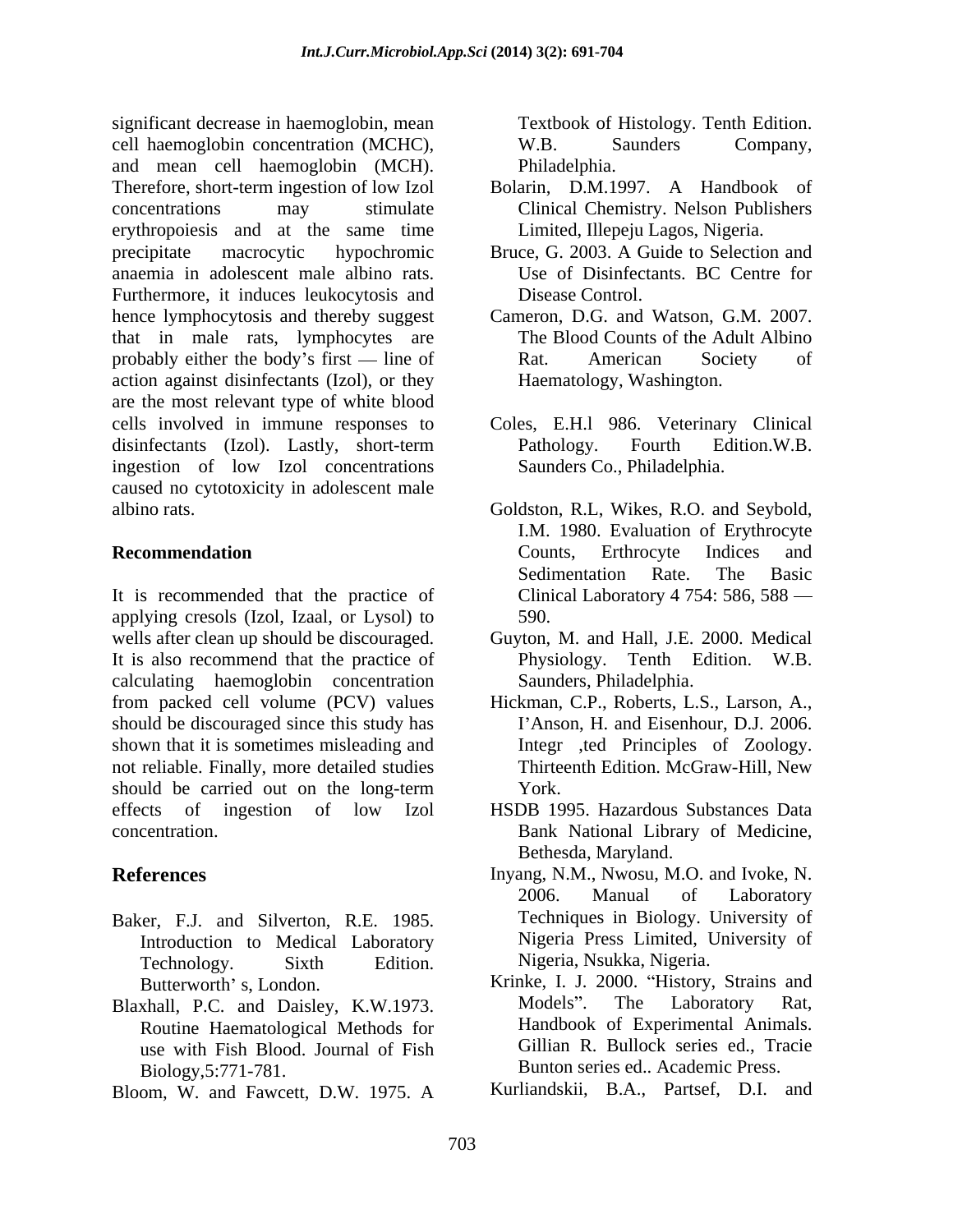significant decrease in haemoglobin, mean cell haemoglobin concentration (MCHC), and mean cell haemoglobin (MCH). Therefore, short-term ingestion of low Izol concentrations may stimulate erythropoiesis and at the same time precipitate macrocytic hypochromic anaemia in adolescent male albino rats. Furthermore, it induces leukocytosis and hence lymphocytosis and thereby suggest that in male rats, lymphocytes are probably either the body's first — line of action against disinfectants (Izol), or they are the most relevant type of white blood cells involved in immune responses to disinfectants (Izol). Lastly, short-term ingestion of low Izol concentrations caused no cytotoxicity in adolescent male albino rats.

## Recommendation

It is recommended that the practice of applying cresols (Izol, Izaal, or Lysol) to wells after clean up should be discouraged. It is also recommend that the practice of calculating haemoglobin concentration from packed cell volume (PCV) values should be discouraged since this study has shown that it is sometimes misleading and not reliable. Finally, more detailed studies should be carried out on the long-term effects of ingestion of low Izol concentration.

## References

Baker, F.J. and Silverton, R.E. 1985. Introduction to Medical Laboratory Technology. Sixth Edition. Butterworth' s, London.

Blaxhall, P.C. and Daisley, K.W.1973. Routine Haematological Methods for use with Fish Blood. Journal of Fish Biology,5:771-781.

Bloom, W. and Fawcett, D.W. 1975. A Textbook of Histology. Tenth Edition. W.B. Saunders Company, Philadelphia.

Bolarin, D.M.1997. A Handbook of Clinical Chemistry. Nelson Publishers Limited, Illepeju Lagos, Nigeria.

Bruce, G. 2003. A Guide to Selection and Use of Disinfectants. BC Centre for Disease Control.

Cameron, D.G. and Watson, G.M. 2007. The Blood Counts of the Adult Albino Rat. American Society of Haematology, Washington.

Coles, E.H.l 986. Veterinary Clinical Pathology. Fourth Edition.W.B. Saunders Co., Philadelphia.

Goldston, R.L, Wikes, R.O. and Seybold, I.M. 1980. Evaluation of Erythrocyte Counts, Erthrocyte Indices and Sedimentation Rate. The Basic Clinical Laboratory 4 754: 586, 588 — 590.

Guyton, M. and Hall, J.E. 2000. Medical Physiology. Tenth Edition. W.B. Saunders, Philadelphia.

Hickman, C.P., Roberts, L.S., Larson, A., I'Anson, H. and Eisenhour, D.J. 2006. Integr ,ted Principles of Zoology. Thirteenth Edition. McGraw-Hill, New York.

HSDB 1995. Hazardous Substances Data Bank National Library of Medicine, Bethesda, Maryland.

Inyang, N.M., Nwosu, M.O. and Ivoke, N. 2006. Manual of Laboratory Techniques in Biology. University of Nigeria Press Limited, University of Nigeria, Nsukka, Nigeria.

Krinke, I. J. 2000. "History, Strains and Models". The Laboratory Rat, Handbook of Experimental Animals. Gillian R. Bullock series ed., Tracie Bunton series ed.. Academic Press.

Kurliandskii, B.A., Partsef, D.I. and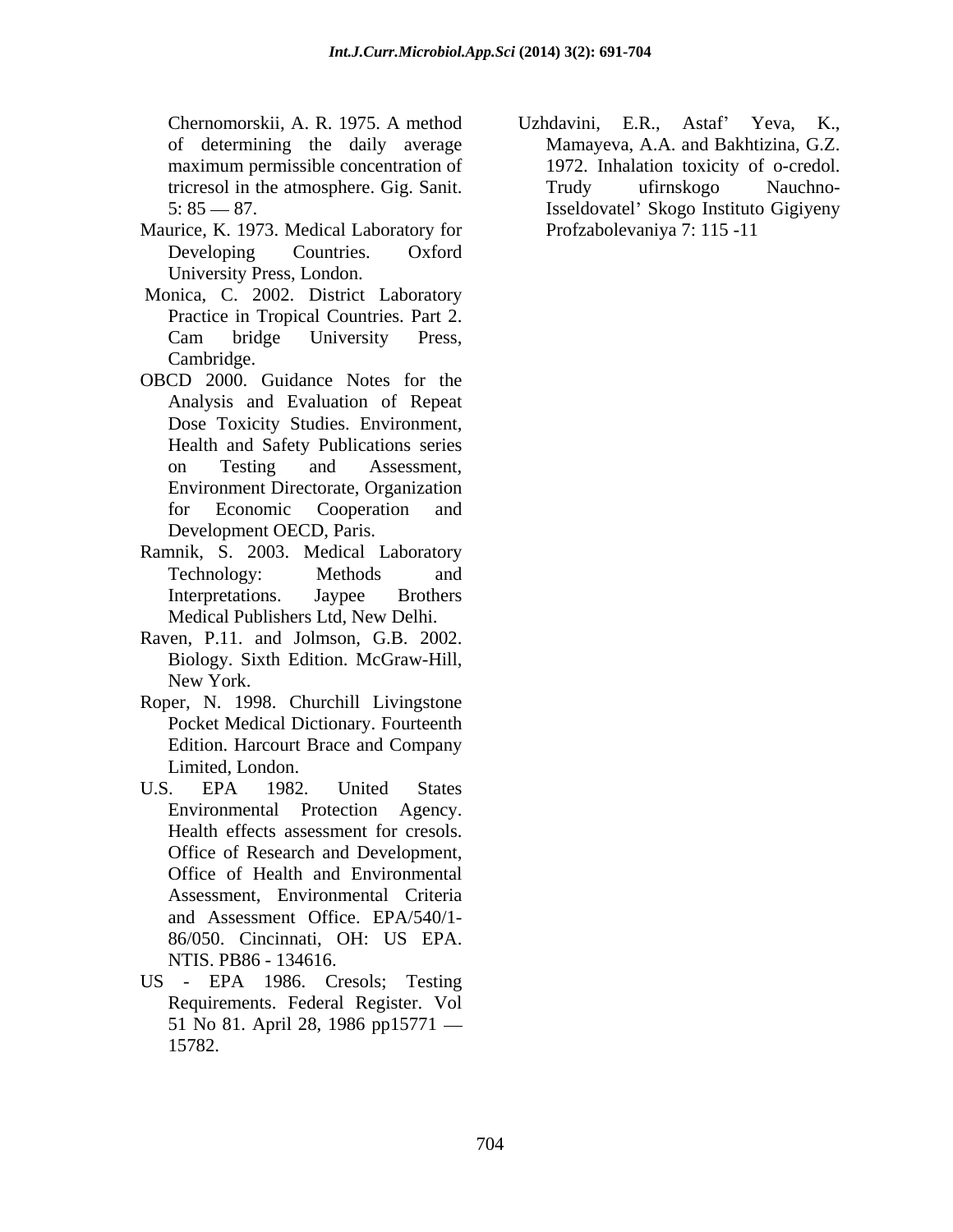Chernomorskii, A. R. 1975. A method of determining the daily average maximum permissible concentration of tricresol in the atmosphere. Gig. Sanit. 5: 85 — 87.

Maurice, K. 1973. Medical Laboratory for Developing Countries. Oxford University Press, London.

Monica, C. 2002. District Laboratory Practice in Tropical Countries. Part 2. Cam bridge University Press, Cambridge.

OBCD 2000. Guidance Notes for the Analysis and Evaluation of Repeat Dose Toxicity Studies. Environment, Health and Safety Publications series on Testing and Assessment, Environment Directorate, Organization for Economic Cooperation and Development OECD, Paris.

Ramnik, S. 2003. Medical Laboratory Technology: Methods and Interpretations. Jaypee Brothers Medical Publishers Ltd, New Delhi.

Raven, P.11. and Jolmson, G.B. 2002. Biology. Sixth Edition. McGraw-Hill, New York.

Roper, N. 1998. Churchill Livingstone Pocket Medical Dictionary. Fourteenth Edition. Harcourt Brace and Company Limited, London.

U.S. EPA 1982. United States Environmental Protection Agency. Health effects assessment for cresols. Office of Research and Development, Office of Health and Environmental Assessment, Environmental Criteria and Assessment Office. EPA/540/1-86/050. Cincinnati, OH: US EPA. NTIS. PB86 - 134616.

US - EPA 1986. Cresols; Testing Requirements. Federal Register. Vol 51 No 81. April 28, 1986 pp15771 — 15782.

Uzhdavini, E.R., Astaf' Yeva, K., Mamayeva, A.A. and Bakhtizina, G.Z. 1972. Inhalation toxicity of o-credol. Trudy ufirnskogo Nauchno-Isseldovatel' Skogo Instituto Gigiyeny Profzabolevaniya 7: 115 -11